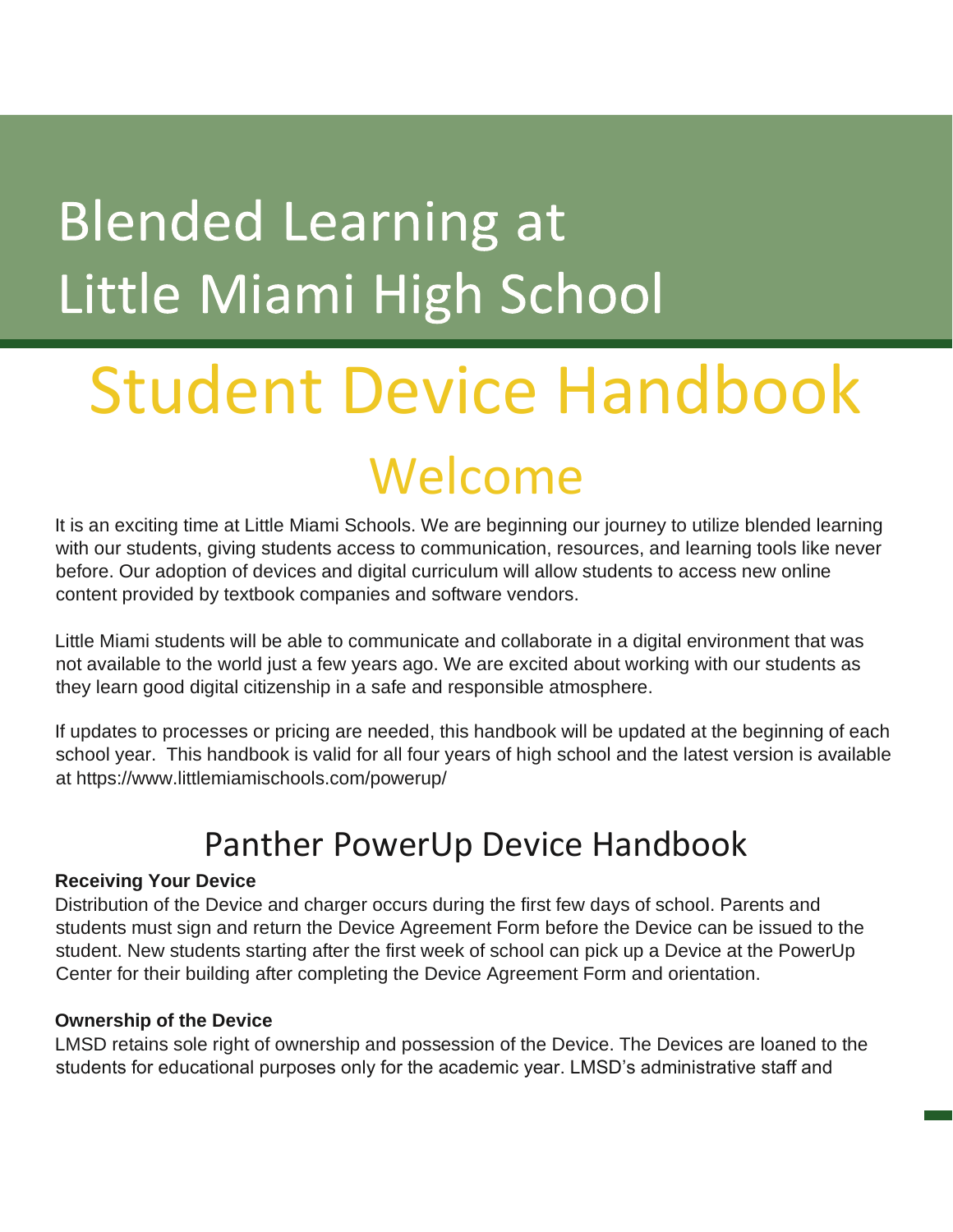# Blended Learning at Little Miami High School

# Student Device Handbook

## Welcome

It is an exciting time at Little Miami Schools. We are beginning our journey to utilize blended learning with our students, giving students access to communication, resources, and learning tools like never before. Our adoption of devices and digital curriculum will allow students to access new online content provided by textbook companies and software vendors.

Little Miami students will be able to communicate and collaborate in a digital environment that was not available to the world just a few years ago. We are excited about working with our students as they learn good digital citizenship in a safe and responsible atmosphere.

If updates to processes or pricing are needed, this handbook will be updated at the beginning of each school year. This handbook is valid for all four years of high school and the latest version is available at https://www.littlemiamischools.com/powerup/

## Panther PowerUp Device Handbook

**Receiving Your Device**

Distribution of the Device and charger occurs during the first few days of school. Parents and students must sign and return the Device Agreement Form before the Device can be issued to the student. New students starting after the first week of school can pick up a Device at the PowerUp Center for their building after completing the Device Agreement Form and orientation.

**Ownership of the Device**

LMSD retains sole right of ownership and possession of the Device. The Devices are loaned to the students for educational purposes only for the academic year. LMSD's administrative staff and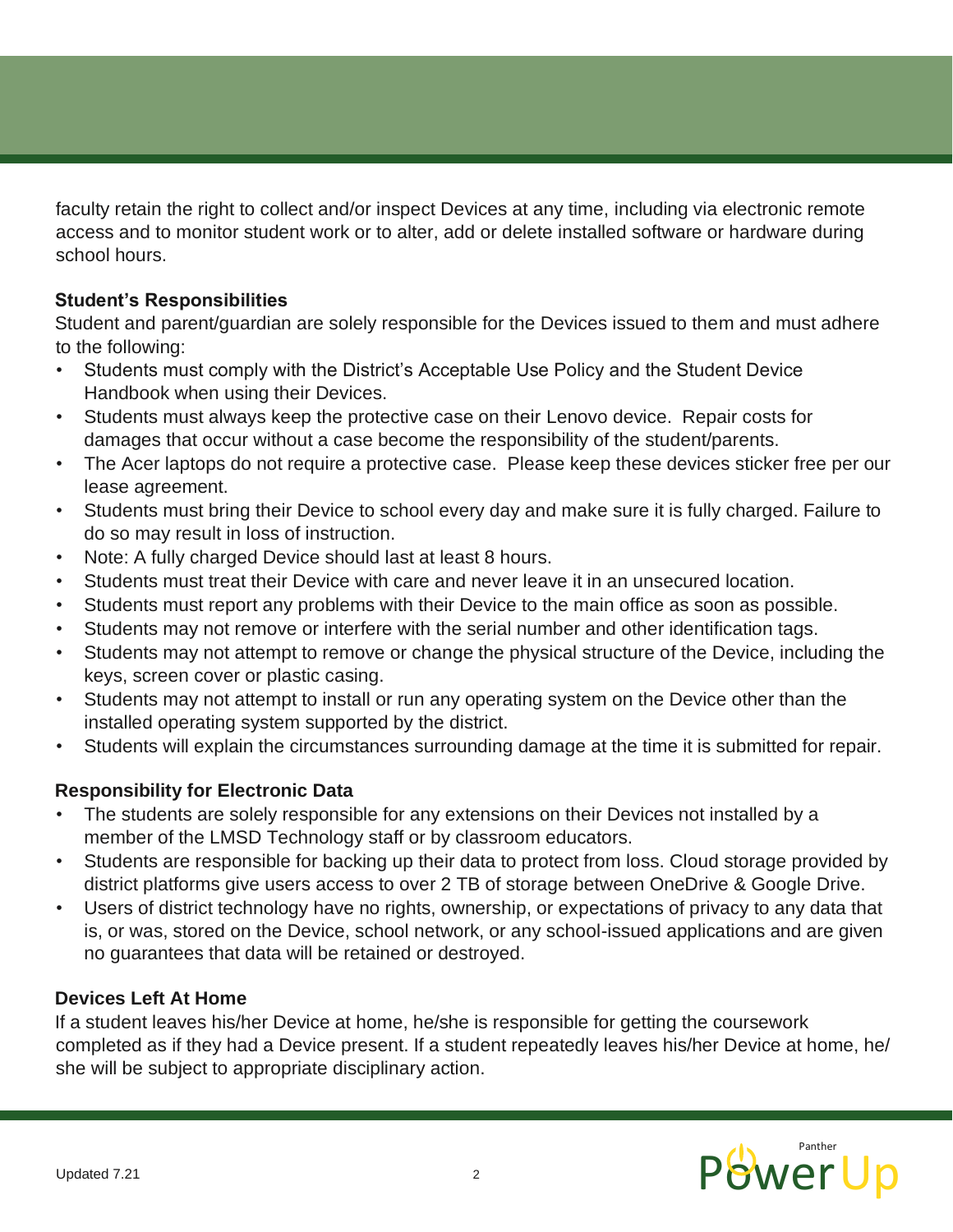faculty retain the right to collect and/or inspect Devices at any time, including via electronic remote access and to monitor student work or to alter, add or delete installed software or hardware during school hours.

### Student's Responsibilities

Student and parent/guardian are solely responsible for the Devices issued to them and must adhere to the following:

- Students must comply with the District's Acceptable Use Policy and the Student Device Handbook when using their Devices.
- Students must always keep the protective case on their Lenovo device. Repair costs for damages that occur without a case become the responsibility of the student/parents.
- The Acer laptops do not require a protective case. Please keep these devices sticker free per our lease agreement.
- Students must bring their Device to school every day and make sure it is fully charged. Failure to do so may result in loss of instruction.
- Note: A fully charged Device should last at least 8 hours.
- Students must treat their Device with care and never leave it in an unsecured location.
- Students must report any problems with their Device to the main office as soon as possible.
- Students may not remove or interfere with the serial number and other identification tags.
- Students may not attempt to remove or change the physical structure of the Device, including the keys, screen cover or plastic casing.
- Students may not attempt to install or run any operating system on the Device other than the installed operating system supported by the district.
- Students will explain the circumstances surrounding damage at the time it is submitted for repair.

### Responsibility for Electronic Data

- The students are solely responsible for any extensions on their Devices not installed by a member of the LMSD Technology staff or by classroom educators.
- Students are responsible for backing up their data to protect from loss. Cloud storage provided by district platforms give users access to over 2 TB of storage between OneDrive & Google Drive.
- Users of district technology have no rights, ownership, or expectations of privacy to any data that is, or was, stored on the Device, school network, or any school-issued applications and are given no guarantees that data will be retained or destroyed.

### Devices Left At Home

If a student leaves his/her Device at home, he/she is responsible for getting the coursework completed as if they had a Device present. If a student repeatedly leaves his/her Device at home, he/she will be subject to appropriate disciplinary action.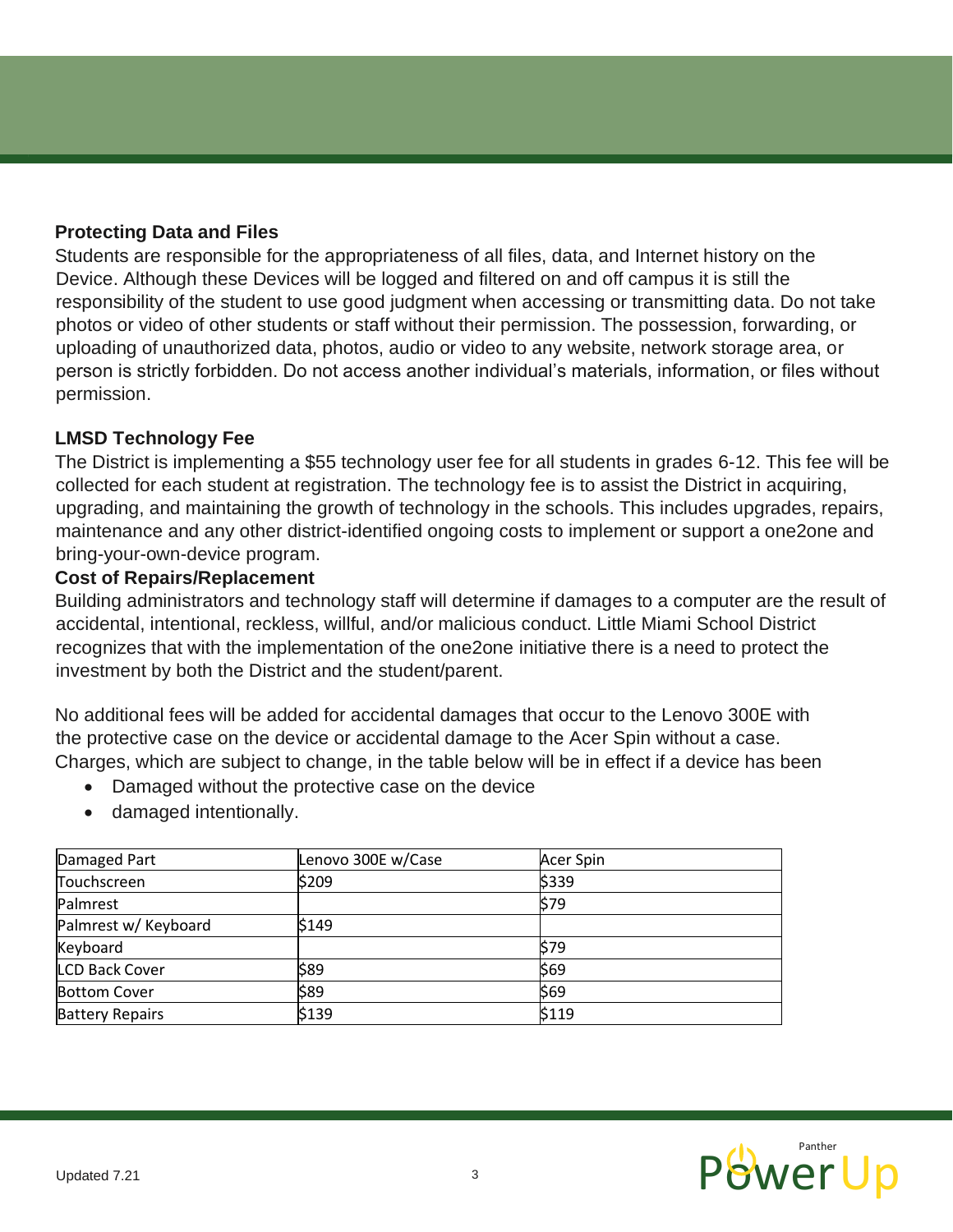### Protecting Data and Files

Students are responsible for the appropriateness of all files, data, and Internet history on the Device. Although these Devices will be logged and filtered on and off campus it is still the responsibility of the student to use good judgment when accessing or transmitting data. Do not take photos or video of other students or staff without their permission. The possession, forwarding, or uploading of unauthorized data, photos, audio or video to any website, network storage area, or person is strictly forbidden. Do not access another individual's materials, information, or files without permission.

### LMSD Technology Fee

The District is implementing a $55 technology user fee for all students in grades 6-12. This fee will be collected for each student at registration. The technology fee is to assist the District in acquiring, upgrading, and maintaining the growth of technology in the schools. This includes upgrades, repairs, maintenance and any other district-identified ongoing costs to implement or support a one2one and bring-your-own-device program.

### Cost of Repairs/Replacement

Building administrators and technology staff will determine if damages to a computer are the result of accidental, intentional, reckless, willful, and/or malicious conduct. Little Miami School District recognizes that with the implementation of the one2one initiative there is a need to protect the investment by both the District and the student/parent.

No additional fees will be added for accidental damages that occur to the Lenovo 300E with the protective case on the device or accidental damage to the Acer Spin without a case. Charges, which are subject to change, in the table below will be in effect if a device has been

- Damaged without the protective case on the device
- damaged intentionally.

| Damaged Part | Lenovo 300E w/Case | Acer Spin |
|---|---|---|
| Touchscreen | $209 | $339 |
| Palmrest | | $79 |
| Palmrest w/ Keyboard | $149 | |
| Keyboard | | $79 |
| LCD Back Cover | $89 | $69 |
| Bottom Cover | $89 | $69 |
| Battery Repairs | $139 | $119 |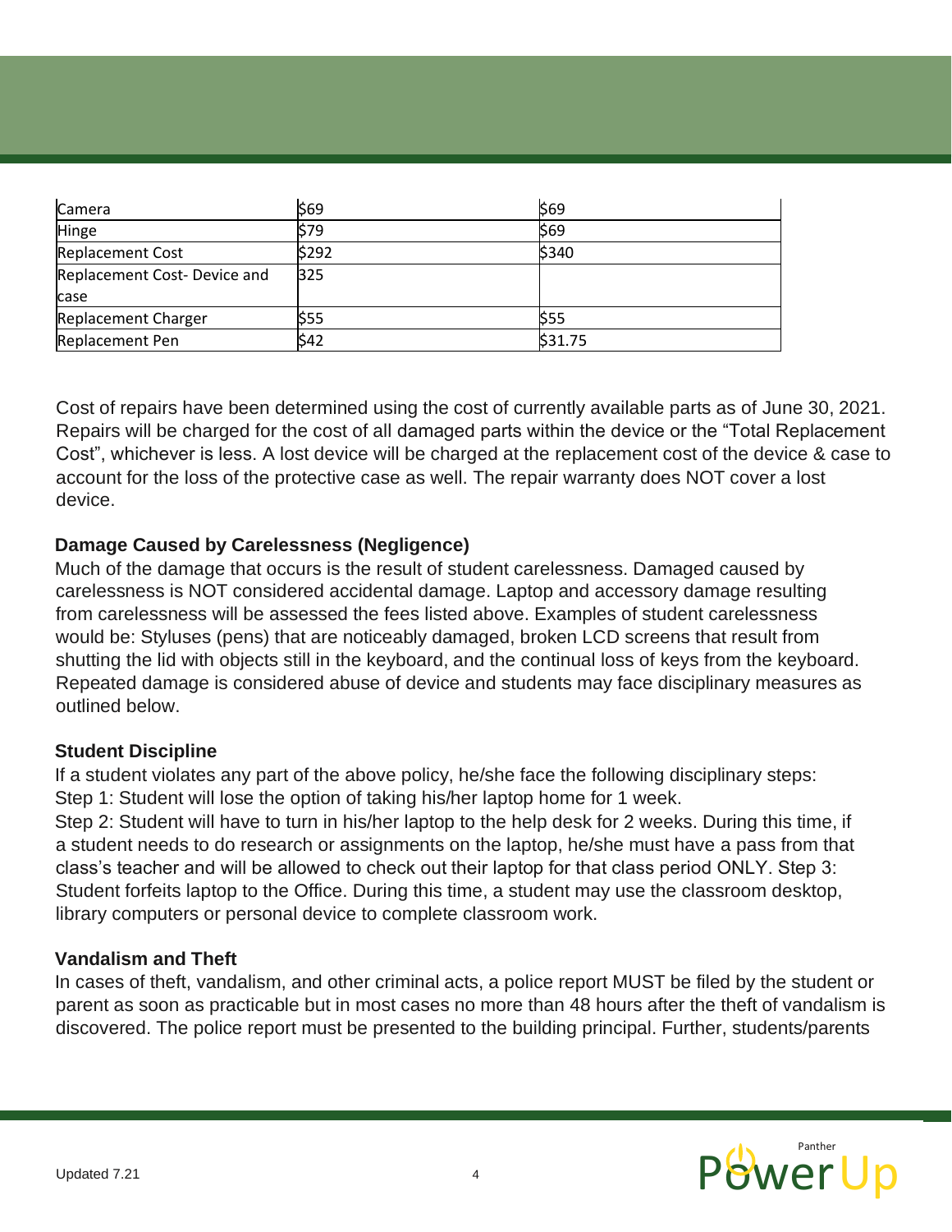| Camera | $69 | $69 |
|---|---|---|
| Hinge | $79 | $69 |
| Replacement Cost | $292 | $340 |
| Replacement Cost- Device and case | 325 | |
| Replacement Charger | $55 | $55 |
| Replacement Pen | $42 | $31.75 |

Cost of repairs have been determined using the cost of currently available parts as of June 30, 2021. Repairs will be charged for the cost of all damaged parts within the device or the "Total Replacement Cost", whichever is less. A lost device will be charged at the replacement cost of the device & case to account for the loss of the protective case as well. The repair warranty does NOT cover a lost device.

### Damage Caused by Carelessness (Negligence)

Much of the damage that occurs is the result of student carelessness. Damaged caused by carelessness is NOT considered accidental damage. Laptop and accessory damage resulting from carelessness will be assessed the fees listed above. Examples of student carelessness would be: Styluses (pens) that are noticeably damaged, broken LCD screens that result from shutting the lid with objects still in the keyboard, and the continual loss of keys from the keyboard. Repeated damage is considered abuse of device and students may face disciplinary measures as outlined below.

### Student Discipline

If a student violates any part of the above policy, he/she face the following disciplinary steps:
Step 1: Student will lose the option of taking his/her laptop home for 1 week.
Step 2: Student will have to turn in his/her laptop to the help desk for 2 weeks. During this time, if a student needs to do research or assignments on the laptop, he/she must have a pass from that class's teacher and will be allowed to check out their laptop for that class period ONLY. Step 3: Student forfeits laptop to the Office. During this time, a student may use the classroom desktop, library computers or personal device to complete classroom work.

### Vandalism and Theft

In cases of theft, vandalism, and other criminal acts, a police report MUST be filed by the student or parent as soon as practicable but in most cases no more than 48 hours after the theft of vandalism is discovered. The police report must be presented to the building principal. Further, students/parents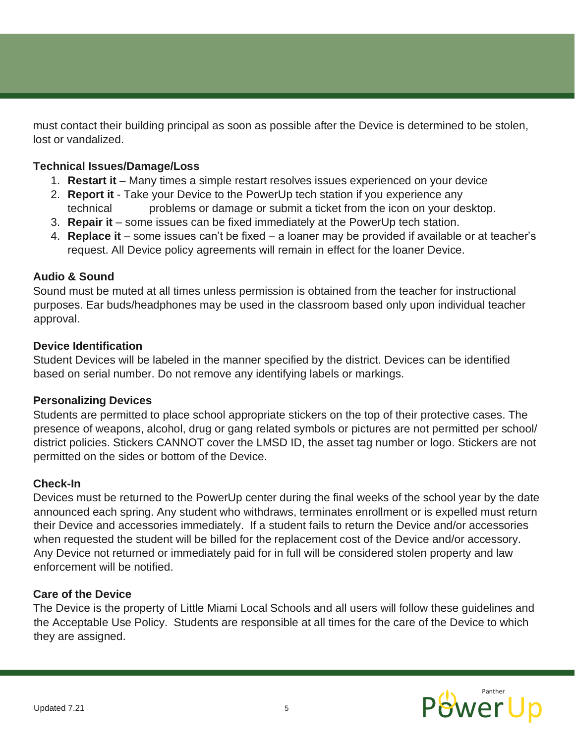must contact their building principal as soon as possible after the Device is determined to be stolen, lost or vandalized.

**Technical Issues/Damage/Loss**

1. **Restart it** – Many times a simple restart resolves issues experienced on your device
2. **Report it** - Take your Device to the PowerUp tech station if you experience any technical problems or damage or submit a ticket from the icon on your desktop.
3. **Repair it** – some issues can be fixed immediately at the PowerUp tech station.
4. **Replace it** – some issues can't be fixed – a loaner may be provided if available or at teacher's request. All Device policy agreements will remain in effect for the loaner Device.

**Audio & Sound**

Sound must be muted at all times unless permission is obtained from the teacher for instructional purposes. Ear buds/headphones may be used in the classroom based only upon individual teacher approval.

**Device Identification**

Student Devices will be labeled in the manner specified by the district. Devices can be identified based on serial number. Do not remove any identifying labels or markings.

**Personalizing Devices**

Students are permitted to place school appropriate stickers on the top of their protective cases. The presence of weapons, alcohol, drug or gang related symbols or pictures are not permitted per school/ district policies. Stickers CANNOT cover the LMSD ID, the asset tag number or logo. Stickers are not permitted on the sides or bottom of the Device.

**Check-In**

Devices must be returned to the PowerUp center during the final weeks of the school year by the date announced each spring. Any student who withdraws, terminates enrollment or is expelled must return their Device and accessories immediately. If a student fails to return the Device and/or accessories when requested the student will be billed for the replacement cost of the Device and/or accessory. Any Device not returned or immediately paid for in full will be considered stolen property and law enforcement will be notified.

**Care of the Device**

The Device is the property of Little Miami Local Schools and all users will follow these guidelines and the Acceptable Use Policy. Students are responsible at all times for the care of the Device to which they are assigned.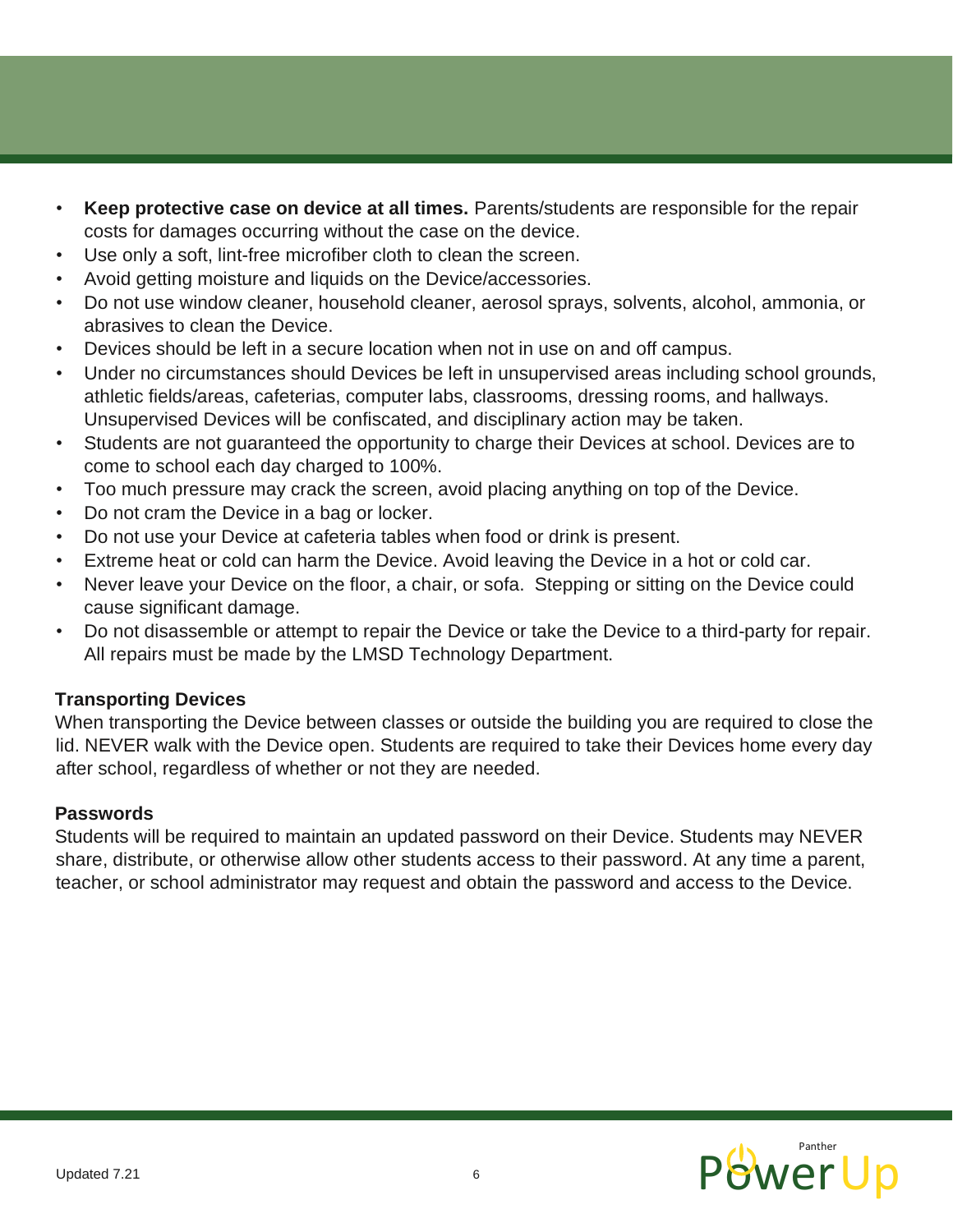- **Keep protective case on device at all times.** Parents/students are responsible for the repair costs for damages occurring without the case on the device.
- Use only a soft, lint-free microfiber cloth to clean the screen.
- Avoid getting moisture and liquids on the Device/accessories.
- Do not use window cleaner, household cleaner, aerosol sprays, solvents, alcohol, ammonia, or abrasives to clean the Device.
- Devices should be left in a secure location when not in use on and off campus.
- Under no circumstances should Devices be left in unsupervised areas including school grounds, athletic fields/areas, cafeterias, computer labs, classrooms, dressing rooms, and hallways. Unsupervised Devices will be confiscated, and disciplinary action may be taken.
- Students are not guaranteed the opportunity to charge their Devices at school. Devices are to come to school each day charged to 100%.
- Too much pressure may crack the screen, avoid placing anything on top of the Device.
- Do not cram the Device in a bag or locker.
- Do not use your Device at cafeteria tables when food or drink is present.
- Extreme heat or cold can harm the Device. Avoid leaving the Device in a hot or cold car.
- Never leave your Device on the floor, a chair, or sofa. Stepping or sitting on the Device could cause significant damage.
- Do not disassemble or attempt to repair the Device or take the Device to a third-party for repair. All repairs must be made by the LMSD Technology Department.

**Transporting Devices**

When transporting the Device between classes or outside the building you are required to close the lid. NEVER walk with the Device open. Students are required to take their Devices home every day after school, regardless of whether or not they are needed.

**Passwords**

Students will be required to maintain an updated password on their Device. Students may NEVER share, distribute, or otherwise allow other students access to their password. At any time a parent, teacher, or school administrator may request and obtain the password and access to the Device.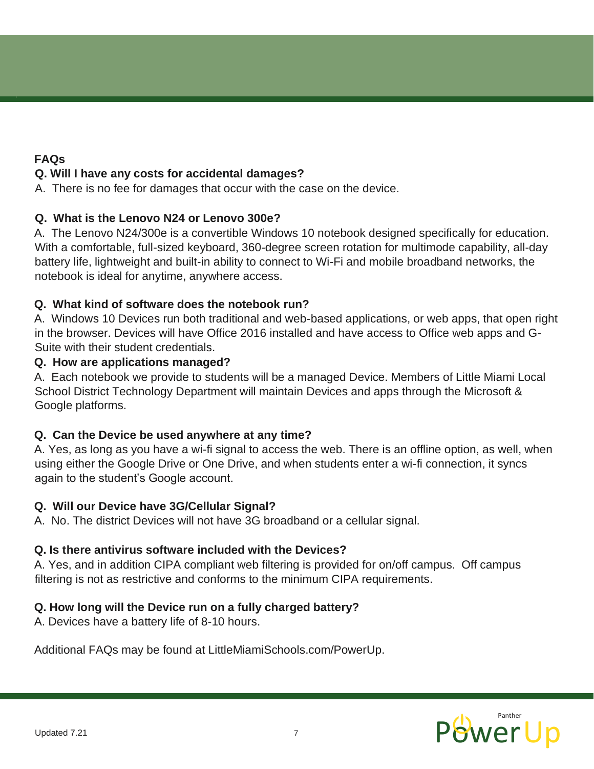## FAQs

**Q. Will I have any costs for accidental damages?**

A. There is no fee for damages that occur with the case on the device.

**Q. What is the Lenovo N24 or Lenovo 300e?**

A. The Lenovo N24/300e is a convertible Windows 10 notebook designed specifically for education. With a comfortable, full-sized keyboard, 360-degree screen rotation for multimode capability, all-day battery life, lightweight and built-in ability to connect to Wi-Fi and mobile broadband networks, the notebook is ideal for anytime, anywhere access.

**Q. What kind of software does the notebook run?**

A. Windows 10 Devices run both traditional and web-based applications, or web apps, that open right in the browser. Devices will have Office 2016 installed and have access to Office web apps and G-Suite with their student credentials.

**Q. How are applications managed?**

A. Each notebook we provide to students will be a managed Device. Members of Little Miami Local School District Technology Department will maintain Devices and apps through the Microsoft & Google platforms.

**Q. Can the Device be used anywhere at any time?**

A. Yes, as long as you have a wi-fi signal to access the web. There is an offline option, as well, when using either the Google Drive or One Drive, and when students enter a wi-fi connection, it syncs again to the student's Google account.

**Q. Will our Device have 3G/Cellular Signal?**

A. No. The district Devices will not have 3G broadband or a cellular signal.

**Q. Is there antivirus software included with the Devices?**

A. Yes, and in addition CIPA compliant web filtering is provided for on/off campus. Off campus filtering is not as restrictive and conforms to the minimum CIPA requirements.

**Q. How long will the Device run on a fully charged battery?**

A. Devices have a battery life of 8-10 hours.

Additional FAQs may be found at LittleMiamiSchools.com/PowerUp.

Updated 7.21

Panther PowerUp